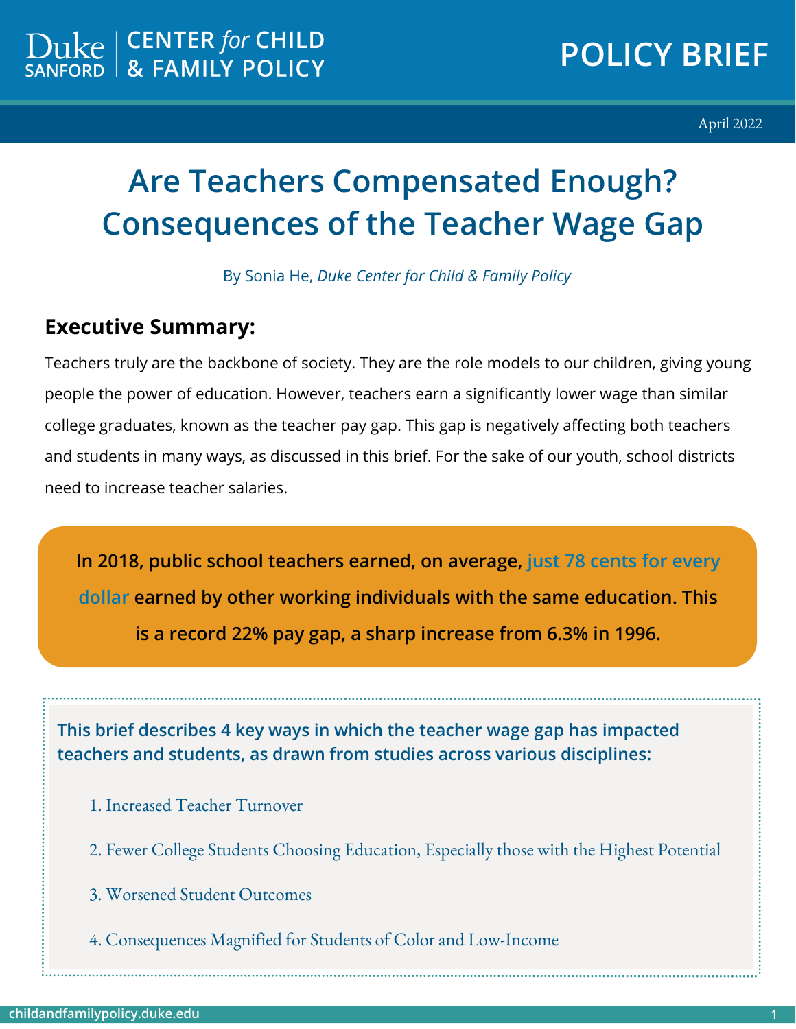Duke SANFORD | CENTER *for* CHILD & FAMILY POLICY

**POLICY BRIEF**

April 2022

# Are Teachers Compensated Enough? Consequences of the Teacher Wage Gap

By Sonia He, *Duke Center for Child & Family Policy*

## Executive Summary:

Teachers truly are the backbone of society. They are the role models to our children, giving young people the power of education. However, teachers earn a significantly lower wage than similar college graduates, known as the teacher pay gap. This gap is negatively affecting both teachers and students in many ways, as discussed in this brief. For the sake of our youth, school districts need to increase teacher salaries.

**In 2018, public school teachers earned, on average, just 78 cents for every dollar earned by other working individuals with the same education. This is a record 22% pay gap, a sharp increase from 6.3% in 1996.**

**This brief describes 4 key ways in which the teacher wage gap has impacted teachers and students, as drawn from studies across various disciplines:**

1. Increased Teacher Turnover
2. Fewer College Students Choosing Education, Especially those with the Highest Potential
3. Worsened Student Outcomes
4. Consequences Magnified for Students of Color and Low-Income

childandfamilypolicy.duke.edu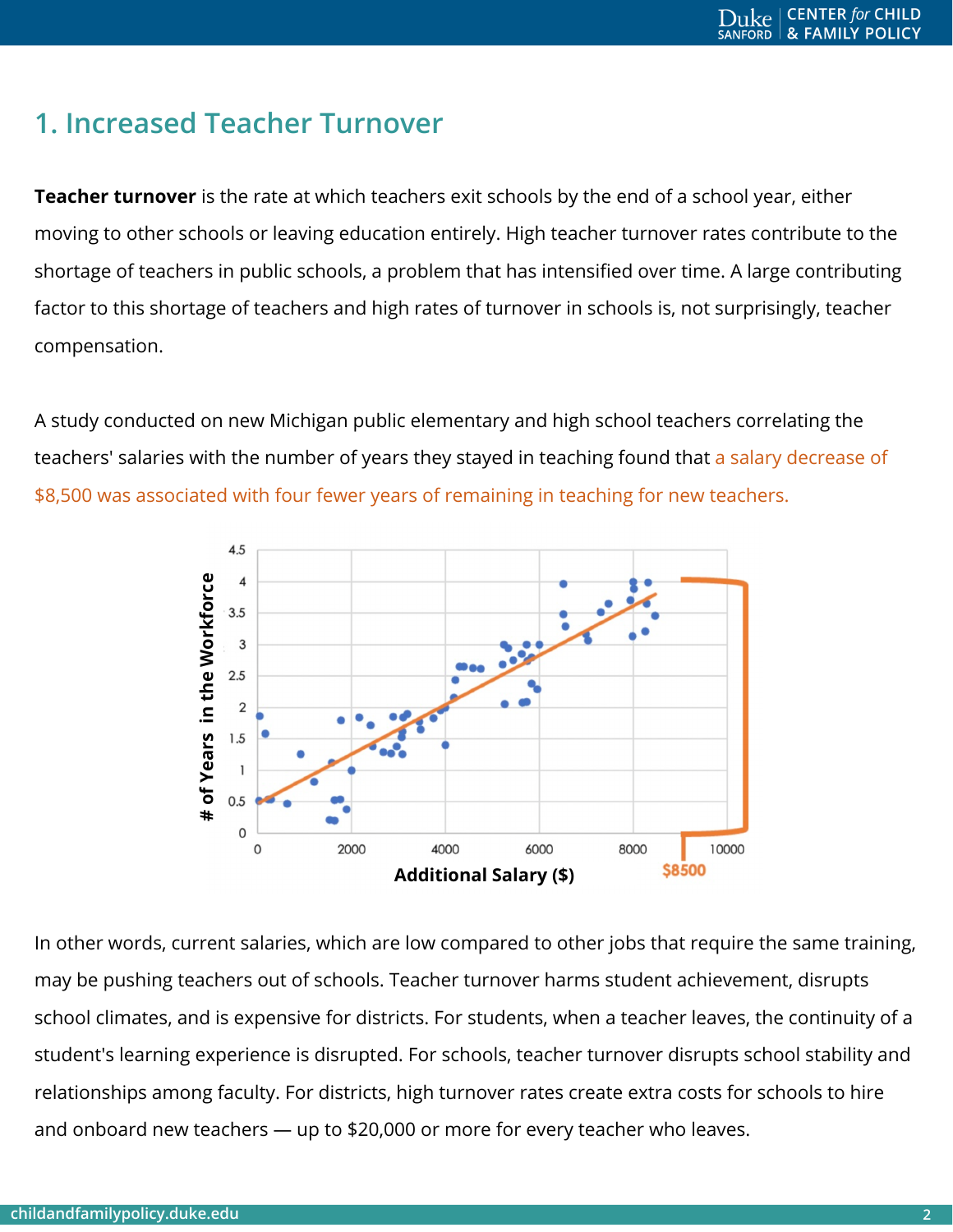## 1. Increased Teacher Turnover

**Teacher turnover** is the rate at which teachers exit schools by the end of a school year, either moving to other schools or leaving education entirely. High teacher turnover rates contribute to the shortage of teachers in public schools, a problem that has intensified over time. A large contributing factor to this shortage of teachers and high rates of turnover in schools is, not surprisingly, teacher compensation.

A study conducted on new Michigan public elementary and high school teachers correlating the teachers' salaries with the number of years they stayed in teaching found that a salary decrease of $8,500 was associated with four fewer years of remaining in teaching for new teachers.

In other words, current salaries, which are low compared to other jobs that require the same training, may be pushing teachers out of schools. Teacher turnover harms student achievement, disrupts school climates, and is expensive for districts. For students, when a teacher leaves, the continuity of a student's learning experience is disrupted. For schools, teacher turnover disrupts school stability and relationships among faculty. For districts, high turnover rates create extra costs for schools to hire and onboard new teachers — up to $20,000 or more for every teacher who leaves.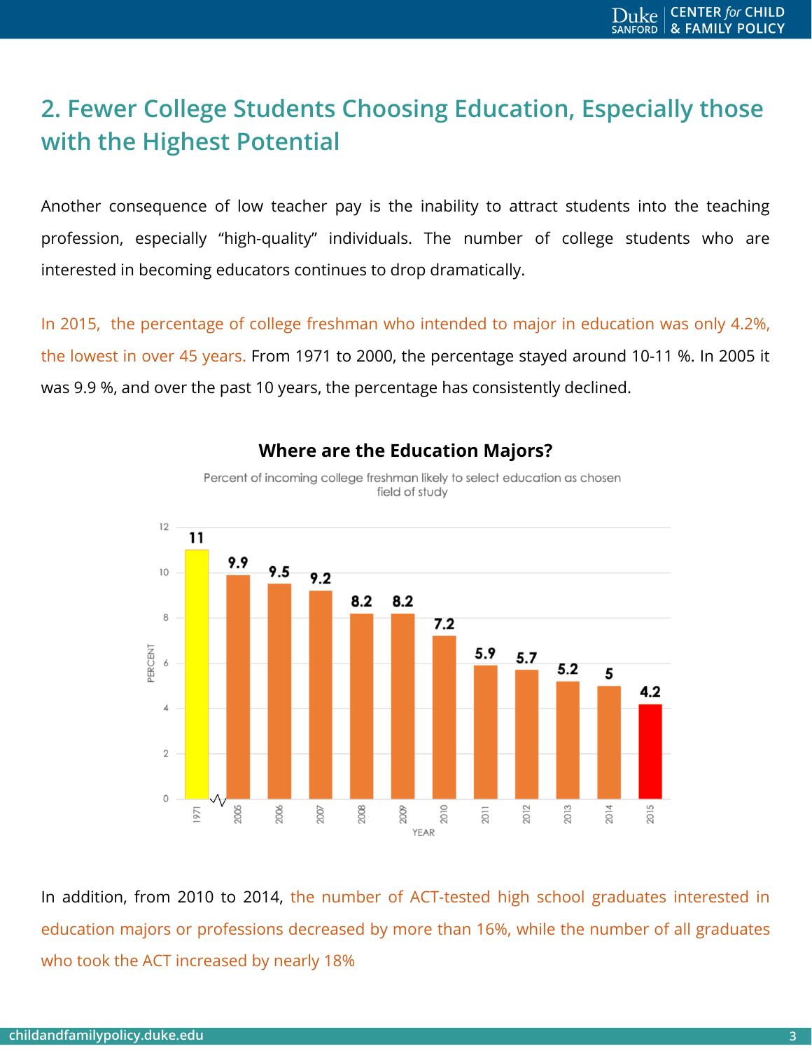## 2. Fewer College Students Choosing Education, Especially those with the Highest Potential

Another consequence of low teacher pay is the inability to attract students into the teaching profession, especially "high-quality" individuals. The number of college students who are interested in becoming educators continues to drop dramatically.

In 2015, the percentage of college freshman who intended to major in education was only 4.2%, the lowest in over 45 years. From 1971 to 2000, the percentage stayed around 10-11 %. In 2005 it was 9.9 %, and over the past 10 years, the percentage has consistently declined.

**Where are the Education Majors?**

Percent of incoming college freshman likely to select education as chosen field of study

| YEAR | PERCENT |
|---|---|
| 1971 | 11 |
| 2005 | 9.9 |
| 2006 | 9.5 |
| 2007 | 9.2 |
| 2008 | 8.2 |
| 2009 | 8.2 |
| 2010 | 7.2 |
| 2011 | 5.9 |
| 2012 | 5.7 |
| 2013 | 5.2 |
| 2014 | 5 |
| 2015 | 4.2 |

In addition, from 2010 to 2014, the number of ACT-tested high school graduates interested in education majors or professions decreased by more than 16%, while the number of all graduates who took the ACT increased by nearly 18%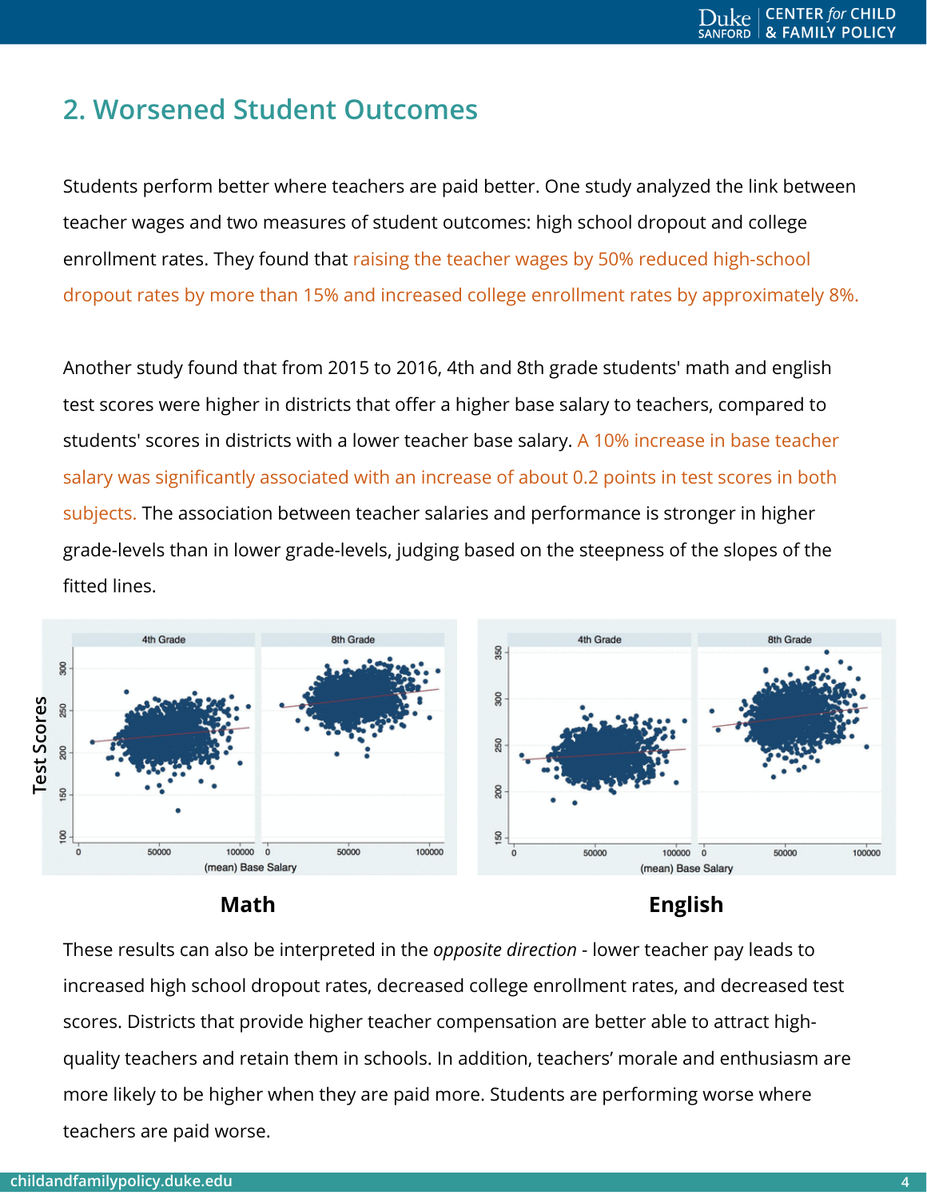## 2. Worsened Student Outcomes

Students perform better where teachers are paid better. One study analyzed the link between teacher wages and two measures of student outcomes: high school dropout and college enrollment rates. They found that raising the teacher wages by 50% reduced high-school dropout rates by more than 15% and increased college enrollment rates by approximately 8%.

Another study found that from 2015 to 2016, 4th and 8th grade students' math and english test scores were higher in districts that offer a higher base salary to teachers, compared to students' scores in districts with a lower teacher base salary. A 10% increase in base teacher salary was significantly associated with an increase of about 0.2 points in test scores in both subjects. The association between teacher salaries and performance is stronger in higher grade-levels than in lower grade-levels, judging based on the steepness of the slopes of the fitted lines.

**Math**

**English**

These results can also be interpreted in the *opposite direction* - lower teacher pay leads to increased high school dropout rates, decreased college enrollment rates, and decreased test scores. Districts that provide higher teacher compensation are better able to attract high-quality teachers and retain them in schools. In addition, teachers' morale and enthusiasm are more likely to be higher when they are paid more. Students are performing worse where teachers are paid worse.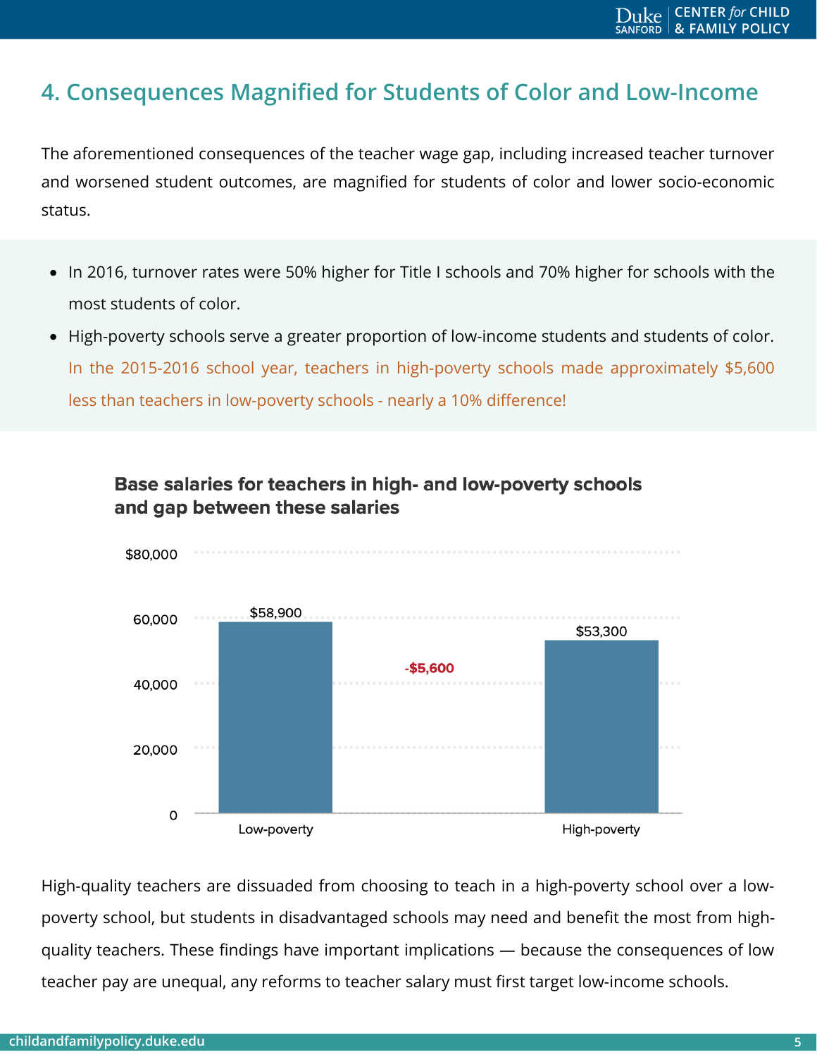## 4. Consequences Magnified for Students of Color and Low-Income

The aforementioned consequences of the teacher wage gap, including increased teacher turnover and worsened student outcomes, are magnified for students of color and lower socio-economic status.

- In 2016, turnover rates were 50% higher for Title I schools and 70% higher for schools with the most students of color.
- High-poverty schools serve a greater proportion of low-income students and students of color. In the 2015-2016 school year, teachers in high-poverty schools made approximately $5,600 less than teachers in low-poverty schools - nearly a 10% difference!

**Base salaries for teachers in high- and low-poverty schools and gap between these salaries**

| | Low-poverty | High-poverty |
|---|---|---|
| Base salary | $58,900 | $53,300 |
| Gap | | -$5,600 |

High-quality teachers are dissuaded from choosing to teach in a high-poverty school over a low-poverty school, but students in disadvantaged schools may need and benefit the most from high-quality teachers. These findings have important implications — because the consequences of low teacher pay are unequal, any reforms to teacher salary must first target low-income schools.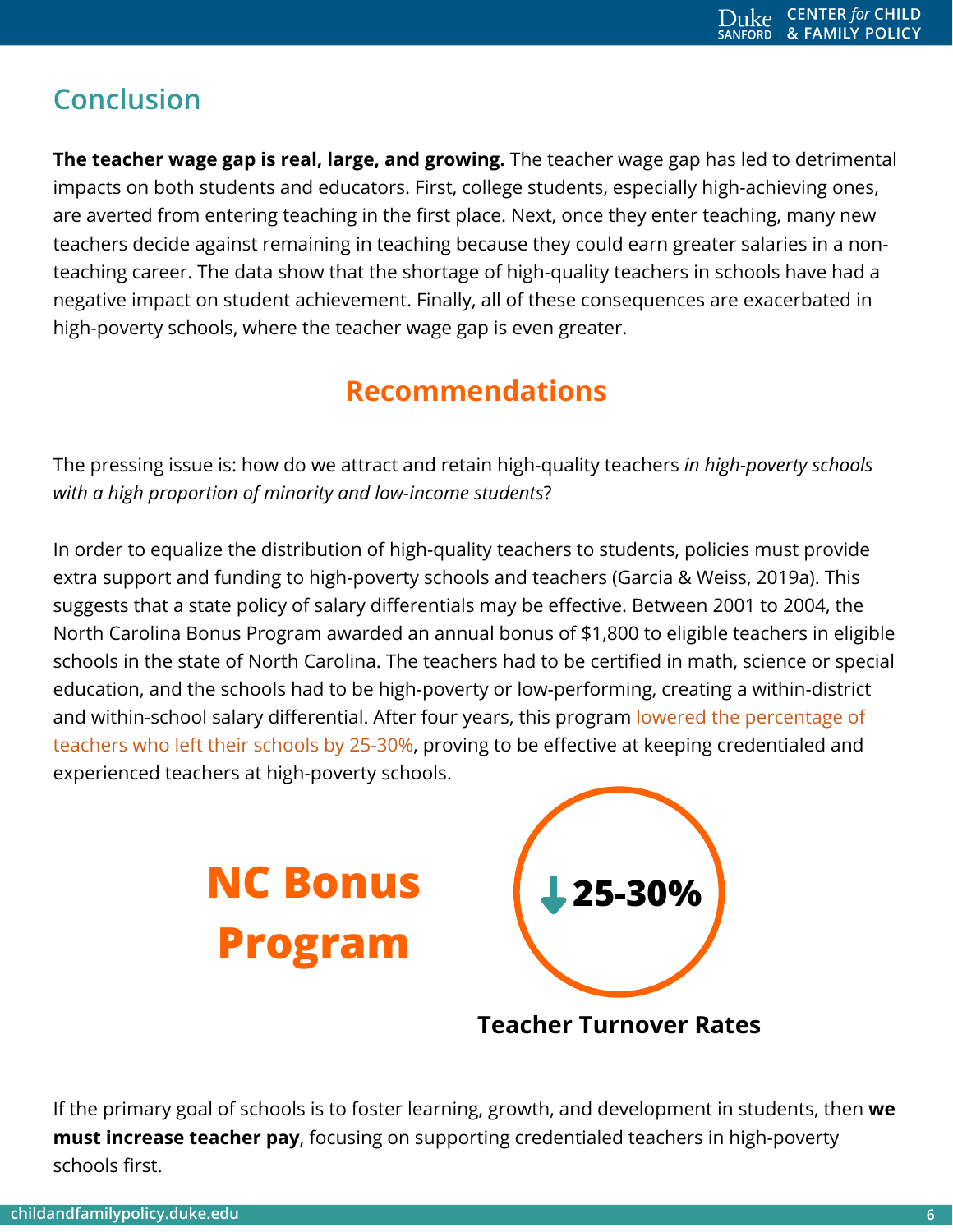## Conclusion

**The teacher wage gap is real, large, and growing.** The teacher wage gap has led to detrimental impacts on both students and educators. First, college students, especially high-achieving ones, are averted from entering teaching in the first place. Next, once they enter teaching, many new teachers decide against remaining in teaching because they could earn greater salaries in a non-teaching career. The data show that the shortage of high-quality teachers in schools have had a negative impact on student achievement. Finally, all of these consequences are exacerbated in high-poverty schools, where the teacher wage gap is even greater.

## Recommendations

The pressing issue is: how do we attract and retain high-quality teachers *in high-poverty schools with a high proportion of minority and low-income students*?

In order to equalize the distribution of high-quality teachers to students, policies must provide extra support and funding to high-poverty schools and teachers (Garcia & Weiss, 2019a). This suggests that a state policy of salary differentials may be effective. Between 2001 to 2004, the North Carolina Bonus Program awarded an annual bonus of $1,800 to eligible teachers in eligible schools in the state of North Carolina. The teachers had to be certified in math, science or special education, and the schools had to be high-poverty or low-performing, creating a within-district and within-school salary differential. After four years, this program lowered the percentage of teachers who left their schools by 25-30%, proving to be effective at keeping credentialed and experienced teachers at high-poverty schools.

**NC Bonus Program**

**↓ 25-30%**

**Teacher Turnover Rates**

If the primary goal of schools is to foster learning, growth, and development in students, then **we must increase teacher pay**, focusing on supporting credentialed teachers in high-poverty schools first.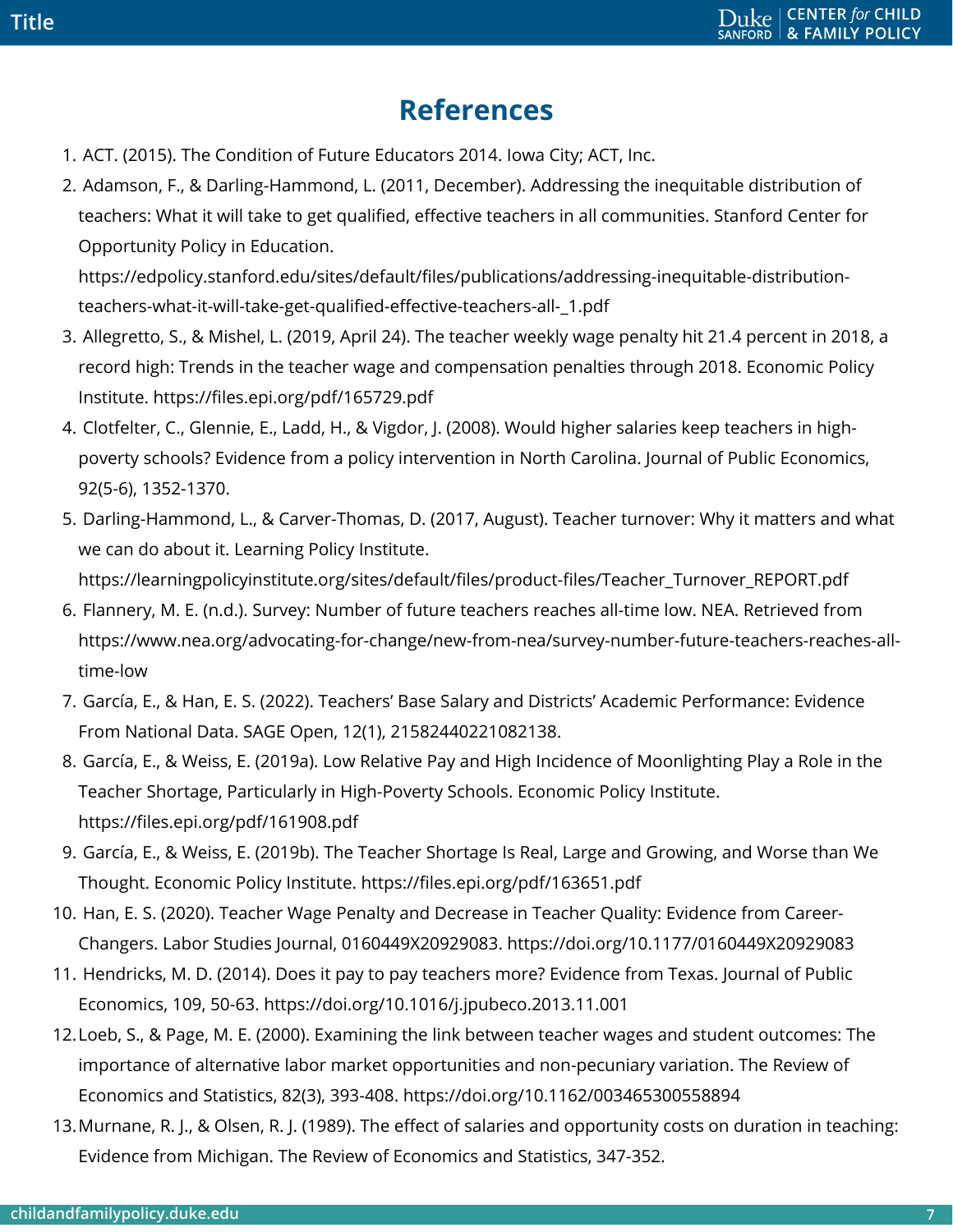# References

1. ACT. (2015). The Condition of Future Educators 2014. Iowa City; ACT, Inc.
2. Adamson, F., & Darling-Hammond, L. (2011, December). Addressing the inequitable distribution of teachers: What it will take to get qualified, effective teachers in all communities. Stanford Center for Opportunity Policy in Education. https://edpolicy.stanford.edu/sites/default/files/publications/addressing-inequitable-distribution-teachers-what-it-will-take-get-qualified-effective-teachers-all-_1.pdf
3. Allegretto, S., & Mishel, L. (2019, April 24). The teacher weekly wage penalty hit 21.4 percent in 2018, a record high: Trends in the teacher wage and compensation penalties through 2018. Economic Policy Institute. https://files.epi.org/pdf/165729.pdf
4. Clotfelter, C., Glennie, E., Ladd, H., & Vigdor, J. (2008). Would higher salaries keep teachers in high-poverty schools? Evidence from a policy intervention in North Carolina. Journal of Public Economics, 92(5-6), 1352-1370.
5. Darling-Hammond, L., & Carver-Thomas, D. (2017, August). Teacher turnover: Why it matters and what we can do about it. Learning Policy Institute. https://learningpolicyinstitute.org/sites/default/files/product-files/Teacher_Turnover_REPORT.pdf
6. Flannery, M. E. (n.d.). Survey: Number of future teachers reaches all-time low. NEA. Retrieved from https://www.nea.org/advocating-for-change/new-from-nea/survey-number-future-teachers-reaches-all-time-low
7. García, E., & Han, E. S. (2022). Teachers' Base Salary and Districts' Academic Performance: Evidence From National Data. SAGE Open, 12(1), 21582440221082138.
8. García, E., & Weiss, E. (2019a). Low Relative Pay and High Incidence of Moonlighting Play a Role in the Teacher Shortage, Particularly in High-Poverty Schools. Economic Policy Institute. https://files.epi.org/pdf/161908.pdf
9. García, E., & Weiss, E. (2019b). The Teacher Shortage Is Real, Large and Growing, and Worse than We Thought. Economic Policy Institute. https://files.epi.org/pdf/163651.pdf
10. Han, E. S. (2020). Teacher Wage Penalty and Decrease in Teacher Quality: Evidence from Career-Changers. Labor Studies Journal, 0160449X20929083. https://doi.org/10.1177/0160449X20929083
11. Hendricks, M. D. (2014). Does it pay to pay teachers more? Evidence from Texas. Journal of Public Economics, 109, 50-63. https://doi.org/10.1016/j.jpubeco.2013.11.001
12. Loeb, S., & Page, M. E. (2000). Examining the link between teacher wages and student outcomes: The importance of alternative labor market opportunities and non-pecuniary variation. The Review of Economics and Statistics, 82(3), 393-408. https://doi.org/10.1162/003465300558894
13. Murnane, R. J., & Olsen, R. J. (1989). The effect of salaries and opportunity costs on duration in teaching: Evidence from Michigan. The Review of Economics and Statistics, 347-352.